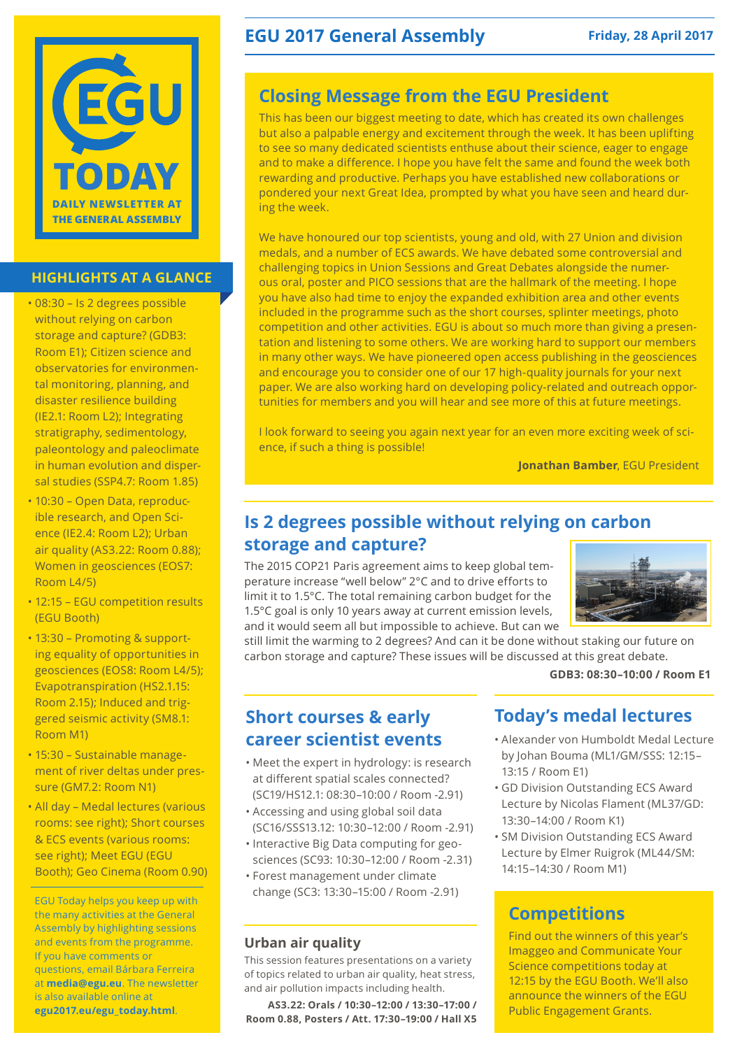# EGU TODAY

DAILY NEWSLETTER AT THE GENERAL ASSEMBLY

## EGU 2017 General Assembly

**Friday, 28 April 2017**

## HIGHLIGHTS AT A GLANCE

- 08:30 – Is 2 degrees possible without relying on carbon storage and capture? (GDB3: Room E1); Citizen science and observatories for environmental monitoring, planning, and disaster resilience building (IE2.1: Room L2); Integrating stratigraphy, sedimentology, paleontology and paleoclimate in human evolution and dispersal studies (SSP4.7: Room 1.85)
- 10:30 – Open Data, reproducible research, and Open Science (IE2.4: Room L2); Urban air quality (AS3.22: Room 0.88); Women in geosciences (EOS7: Room L4/5)
- 12:15 – EGU competition results (EGU Booth)
- 13:30 – Promoting & supporting equality of opportunities in geosciences (EOS8: Room L4/5); Evapotranspiration (HS2.1.15: Room 2.15); Induced and triggered seismic activity (SM8.1: Room M1)
- 15:30 – Sustainable management of river deltas under pressure (GM7.2: Room N1)
- All day – Medal lectures (various rooms: see right); Short courses & ECS events (various rooms: see right); Meet EGU (EGU Booth); Geo Cinema (Room 0.90)

EGU Today helps you keep up with the many activities at the General Assembly by highlighting sessions and events from the programme. If you have comments or questions, email Bárbara Ferreira at **media@egu.eu**. The newsletter is also available online at **egu2017.eu/egu_today.html**.

## Closing Message from the EGU President

This has been our biggest meeting to date, which has created its own challenges but also a palpable energy and excitement through the week. It has been uplifting to see so many dedicated scientists enthuse about their science, eager to engage and to make a difference. I hope you have felt the same and found the week both rewarding and productive. Perhaps you have established new collaborations or pondered your next Great Idea, prompted by what you have seen and heard during the week.

We have honoured our top scientists, young and old, with 27 Union and division medals, and a number of ECS awards. We have debated some controversial and challenging topics in Union Sessions and Great Debates alongside the numerous oral, poster and PICO sessions that are the hallmark of the meeting. I hope you have also had time to enjoy the expanded exhibition area and other events included in the programme such as the short courses, splinter meetings, photo competition and other activities. EGU is about so much more than giving a presentation and listening to some others. We are working hard to support our members in many other ways. We have pioneered open access publishing in the geosciences and encourage you to consider one of our 17 high-quality journals for your next paper. We are also working hard on developing policy-related and outreach opportunities for members and you will hear and see more of this at future meetings.

I look forward to seeing you again next year for an even more exciting week of science, if such a thing is possible!

**Jonathan Bamber**, EGU President

## Is 2 degrees possible without relying on carbon storage and capture?

The 2015 COP21 Paris agreement aims to keep global temperature increase “well below” 2°C and to drive efforts to limit it to 1.5°C. The total remaining carbon budget for the 1.5°C goal is only 10 years away at current emission levels, and it would seem all but impossible to achieve. But can we still limit the warming to 2 degrees? And can it be done without staking our future on carbon storage and capture? These issues will be discussed at this great debate.

**GDB3: 08:30–10:00 / Room E1**

## Short courses & early career scientist events

- Meet the expert in hydrology: is research at different spatial scales connected? (SC19/HS12.1: 08:30–10:00 / Room -2.91)
- Accessing and using global soil data (SC16/SSS13.12: 10:30–12:00 / Room -2.91)
- Interactive Big Data computing for geosciences (SC93: 10:30–12:00 / Room -2.31)
- Forest management under climate change (SC3: 13:30–15:00 / Room -2.91)

### Urban air quality

This session features presentations on a variety of topics related to urban air quality, heat stress, and air pollution impacts including health.

**AS3.22: Orals / 10:30–12:00 / 13:30–17:00 / Room 0.88, Posters / Att. 17:30–19:00 / Hall X5**

## Today’s medal lectures

- Alexander von Humboldt Medal Lecture by Johan Bouma (ML1/GM/SSS: 12:15–13:15 / Room E1)
- GD Division Outstanding ECS Award Lecture by Nicolas Flament (ML37/GD: 13:30–14:00 / Room K1)
- SM Division Outstanding ECS Award Lecture by Elmer Ruigrok (ML44/SM: 14:15–14:30 / Room M1)

## Competitions

Find out the winners of this year’s Imaggeo and Communicate Your Science competitions today at 12:15 by the EGU Booth. We’ll also announce the winners of the EGU Public Engagement Grants.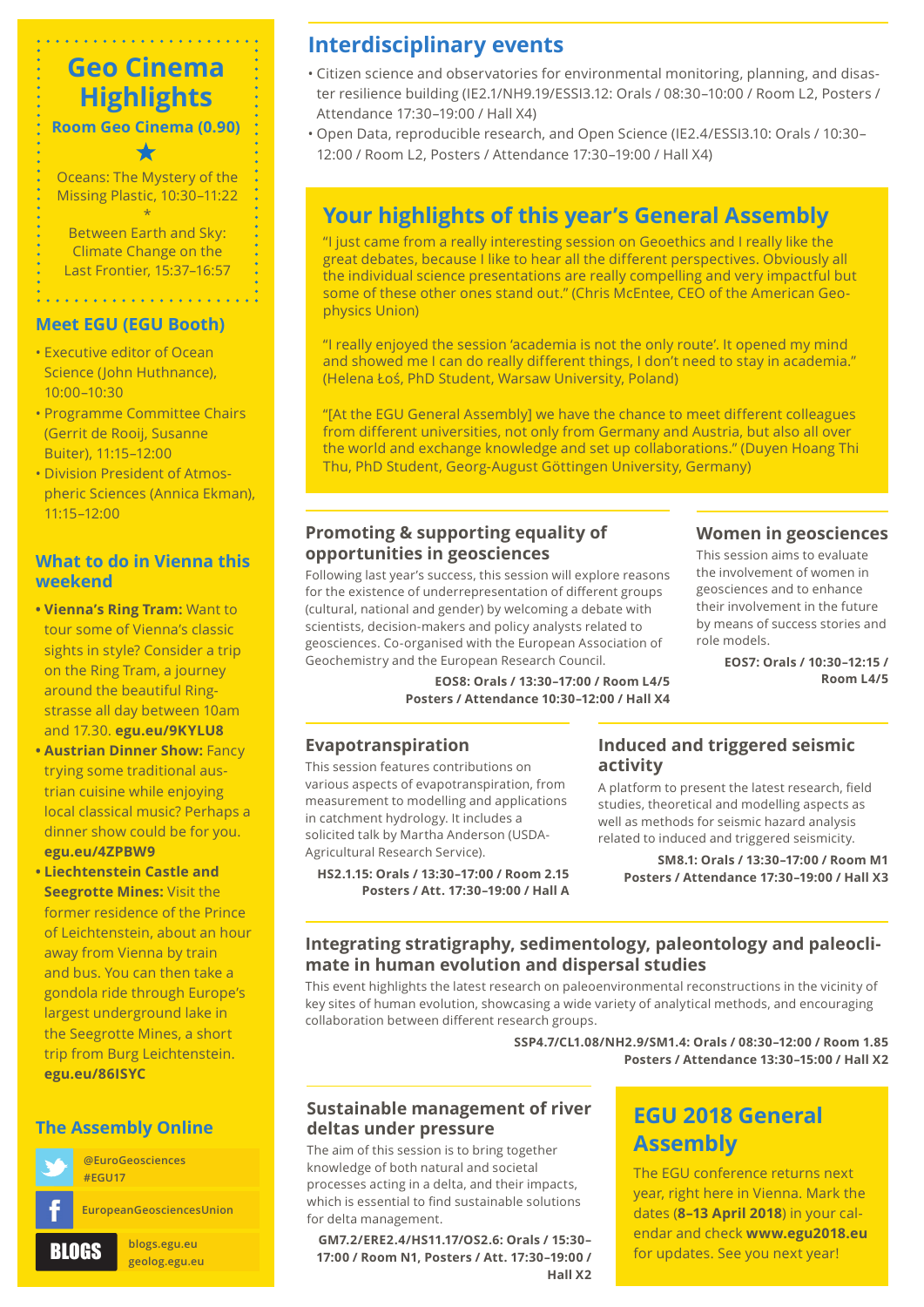## Geo Cinema Highlights

**Room Geo Cinema (0.90)**

★

Oceans: The Mystery of the Missing Plastic, 10:30–11:22

*

Between Earth and Sky: Climate Change on the Last Frontier, 15:37–16:57

## Meet EGU (EGU Booth)

- Executive editor of Ocean Science (John Huthnance), 10:00–10:30
- Programme Committee Chairs (Gerrit de Rooij, Susanne Buiter), 11:15–12:00
- Division President of Atmospheric Sciences (Annica Ekman), 11:15–12:00

## What to do in Vienna this weekend

- **Vienna's Ring Tram:** Want to tour some of Vienna's classic sights in style? Consider a trip on the Ring Tram, a journey around the beautiful Ringstrasse all day between 10am and 17.30. **egu.eu/9KYLU8**
- **Austrian Dinner Show:** Fancy trying some traditional austrian cuisine while enjoying local classical music? Perhaps a dinner show could be for you. **egu.eu/4ZPBW9**
- **Liechtenstein Castle and Seegrotte Mines:** Visit the former residence of the Prince of Leichtenstein, about an hour away from Vienna by train and bus. You can then take a gondola ride through Europe's largest underground lake in the Seegrotte Mines, a short trip from Burg Leichtenstein. **egu.eu/86ISYC**

## The Assembly Online

@EuroGeosciences #EGU17

EuropeanGeosciencesUnion

BLOGS: blogs.egu.eu geolog.egu.eu

## Interdisciplinary events

- Citizen science and observatories for environmental monitoring, planning, and disaster resilience building (IE2.1/NH9.19/ESSI3.12: Orals / 08:30–10:00 / Room L2, Posters / Attendance 17:30–19:00 / Hall X4)
- Open Data, reproducible research, and Open Science (IE2.4/ESSI3.10: Orals / 10:30–12:00 / Room L2, Posters / Attendance 17:30–19:00 / Hall X4)

## Your highlights of this year's General Assembly

"I just came from a really interesting session on Geoethics and I really like the great debates, because I like to hear all the different perspectives. Obviously all the individual science presentations are really compelling and very impactful but some of these other ones stand out." (Chris McEntee, CEO of the American Geophysics Union)

"I really enjoyed the session 'academia is not the only route'. It opened my mind and showed me I can do really different things, I don't need to stay in academia." (Helena Łoś, PhD Student, Warsaw University, Poland)

"[At the EGU General Assembly] we have the chance to meet different colleagues from different universities, not only from Germany and Austria, but also all over the world and exchange knowledge and set up collaborations." (Duyen Hoang Thi Thu, PhD Student, Georg-August Göttingen University, Germany)

### Promoting & supporting equality of opportunities in geosciences

Following last year's success, this session will explore reasons for the existence of underrepresentation of different groups (cultural, national and gender) by welcoming a debate with scientists, decision-makers and policy analysts related to geosciences. Co-organised with the European Association of Geochemistry and the European Research Council.

**EOS8: Orals / 13:30–17:00 / Room L4/5**
**Posters / Attendance 10:30–12:00 / Hall X4**

### Women in geosciences

This session aims to evaluate the involvement of women in geosciences and to enhance their involvement in the future by means of success stories and role models.

**EOS7: Orals / 10:30–12:15 / Room L4/5**

### Evapotranspiration

This session features contributions on various aspects of evapotranspiration, from measurement to modelling and applications in catchment hydrology. It includes a solicited talk by Martha Anderson (USDA-Agricultural Research Service).

**HS2.1.15: Orals / 13:30–17:00 / Room 2.15**
**Posters / Att. 17:30–19:00 / Hall A**

### Induced and triggered seismic activity

A platform to present the latest research, field studies, theoretical and modelling aspects as well as methods for seismic hazard analysis related to induced and triggered seismicity.

**SM8.1: Orals / 13:30–17:00 / Room M1**
**Posters / Attendance 17:30–19:00 / Hall X3**

### Integrating stratigraphy, sedimentology, paleontology and paleoclimate in human evolution and dispersal studies

This event highlights the latest research on paleoenvironmental reconstructions in the vicinity of key sites of human evolution, showcasing a wide variety of analytical methods, and encouraging collaboration between different research groups.

**SSP4.7/CL1.08/NH2.9/SM1.4: Orals / 08:30–12:00 / Room 1.85**
**Posters / Attendance 13:30–15:00 / Hall X2**

### Sustainable management of river deltas under pressure

The aim of this session is to bring together knowledge of both natural and societal processes acting in a delta, and their impacts, which is essential to find sustainable solutions for delta management.

**GM7.2/ERE2.4/HS11.17/OS2.6: Orals / 15:30–17:00 / Room N1, Posters / Att. 17:30–19:00 / Hall X2**

## EGU 2018 General Assembly

The EGU conference returns next year, right here in Vienna. Mark the dates (**8–13 April 2018**) in your calendar and check **www.egu2018.eu** for updates. See you next year!